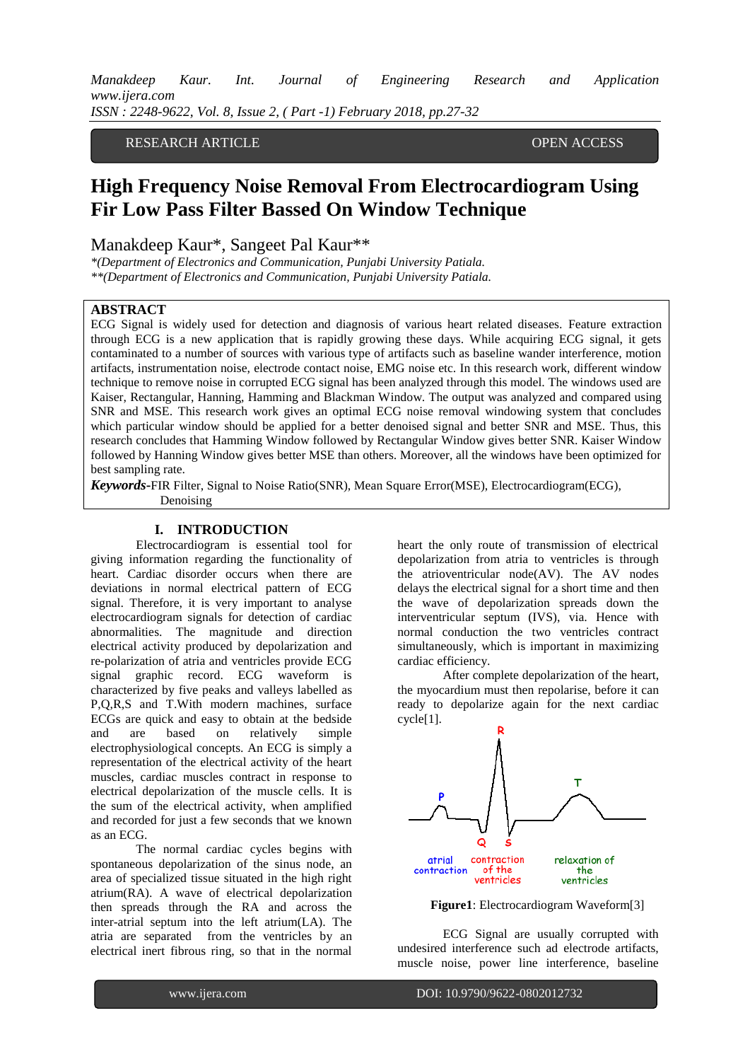RESEARCH ARTICLE OPEN ACCESS

# High Frequency Noise Removal From Electrocardiogram Using Fir Low Pass Filter Bassed On Window Technique

Manakdeep Kaur*, Sangeet Pal Kaur**

*\*(Department of Electronics and Communication, Punjabi University Patiala.*
*\*\*(Department of Electronics and Communication, Punjabi University Patiala.*

## ABSTRACT

ECG Signal is widely used for detection and diagnosis of various heart related diseases. Feature extraction through ECG is a new application that is rapidly growing these days. While acquiring ECG signal, it gets contaminated to a number of sources with various type of artifacts such as baseline wander interference, motion artifacts, instrumentation noise, electrode contact noise, EMG noise etc. In this research work, different window technique to remove noise in corrupted ECG signal has been analyzed through this model. The windows used are Kaiser, Rectangular, Hanning, Hamming and Blackman Window. The output was analyzed and compared using SNR and MSE. This research work gives an optimal ECG noise removal windowing system that concludes which particular window should be applied for a better denoised signal and better SNR and MSE. Thus, this research concludes that Hamming Window followed by Rectangular Window gives better SNR. Kaiser Window followed by Hanning Window gives better MSE than others. Moreover, all the windows have been optimized for best sampling rate.

***Keywords*-**FIR Filter, Signal to Noise Ratio(SNR), Mean Square Error(MSE), Electrocardiogram(ECG), Denoising

## I. INTRODUCTION

Electrocardiogram is essential tool for giving information regarding the functionality of heart. Cardiac disorder occurs when there are deviations in normal electrical pattern of ECG signal. Therefore, it is very important to analyse electrocardiogram signals for detection of cardiac abnormalities. The magnitude and direction electrical activity produced by depolarization and re-polarization of atria and ventricles provide ECG signal graphic record. ECG waveform is characterized by five peaks and valleys labelled as P,Q,R,S and T.With modern machines, surface ECGs are quick and easy to obtain at the bedside and are based on relatively simple electrophysiological concepts. An ECG is simply a representation of the electrical activity of the heart muscles, cardiac muscles contract in response to electrical depolarization of the muscle cells. It is the sum of the electrical activity, when amplified and recorded for just a few seconds that we known as an ECG.

The normal cardiac cycles begins with spontaneous depolarization of the sinus node, an area of specialized tissue situated in the high right atrium(RA). A wave of electrical depolarization then spreads through the RA and across the inter-atrial septum into the left atrium(LA). The atria are separated from the ventricles by an electrical inert fibrous ring, so that in the normal heart the only route of transmission of electrical depolarization from atria to ventricles is through the atrioventricular node(AV). The AV nodes delays the electrical signal for a short time and then the wave of depolarization spreads down the interventricular septum (IVS), via. Hence with normal conduction the two ventricles contract simultaneously, which is important in maximizing cardiac efficiency.

After complete depolarization of the heart, the myocardium must then repolarise, before it can ready to depolarize again for the next cardiac cycle[1].

P Q R S T — atrial contraction, contraction of the ventricles, relaxation of the ventricles

**Figure1**: Electrocardiogram Waveform[3]

ECG Signal are usually corrupted with undesired interference such ad electrode artifacts, muscle noise, power line interference, baseline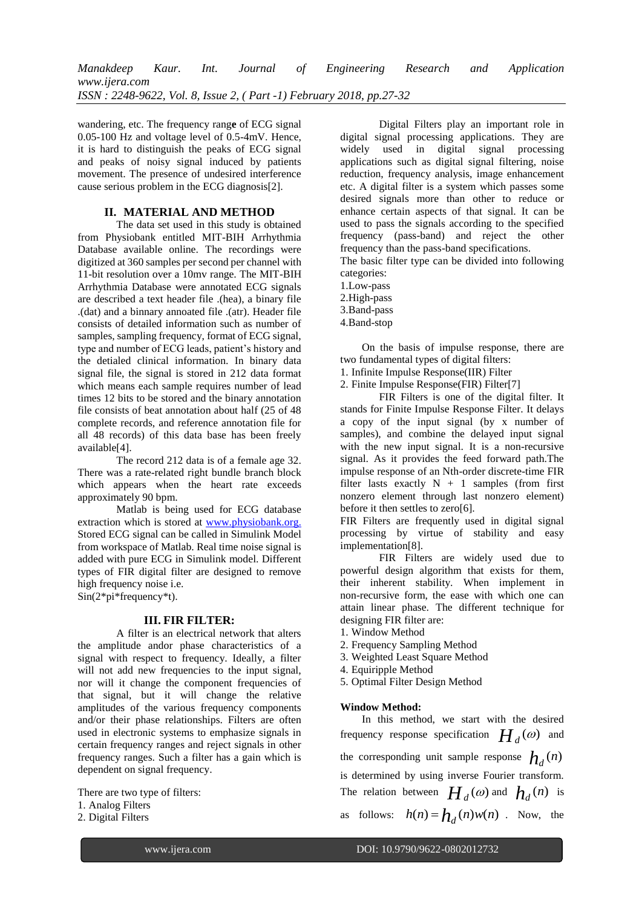wandering, etc. The frequency range of ECG signal 0.05-100 Hz and voltage level of 0.5-4mV. Hence, it is hard to distinguish the peaks of ECG signal and peaks of noisy signal induced by patients movement. The presence of undesired interference cause serious problem in the ECG diagnosis[2].

## II. MATERIAL AND METHOD

The data set used in this study is obtained from Physiobank entitled MIT-BIH Arrhythmia Database available online. The recordings were digitized at 360 samples per second per channel with 11-bit resolution over a 10mv range. The MIT-BIH Arrhythmia Database were annotated ECG signals are described a text header file .(hea), a binary file .(dat) and a binnary annoated file .(atr). Header file consists of detailed information such as number of samples, sampling frequency, format of ECG signal, type and number of ECG leads, patient's history and the detialed clinical information. In binary data signal file, the signal is stored in 212 data format which means each sample requires number of lead times 12 bits to be stored and the binary annotation file consists of beat annotation about half (25 of 48 complete records, and reference annotation file for all 48 records) of this data base has been freely available[4].

The record 212 data is of a female age 32. There was a rate-related right bundle branch block which appears when the heart rate exceeds approximately 90 bpm.

Matlab is being used for ECG database extraction which is stored at www.physiobank.org. Stored ECG signal can be called in Simulink Model from workspace of Matlab. Real time noise signal is added with pure ECG in Simulink model. Different types of FIR digital filter are designed to remove high frequency noise i.e.
Sin(2*pi*frequency*t).

## III. FIR FILTER:

A filter is an electrical network that alters the amplitude andor phase characteristics of a signal with respect to frequency. Ideally, a filter will not add new frequencies to the input signal, nor will it change the component frequencies of that signal, but it will change the relative amplitudes of the various frequency components and/or their phase relationships. Filters are often used in electronic systems to emphasize signals in certain frequency ranges and reject signals in other frequency ranges. Such a filter has a gain which is dependent on signal frequency.

There are two type of filters:
1. Analog Filters
2. Digital Filters

Digital Filters play an important role in digital signal processing applications. They are widely used in digital signal processing applications such as digital signal filtering, noise reduction, frequency analysis, image enhancement etc. A digital filter is a system which passes some desired signals more than other to reduce or enhance certain aspects of that signal. It can be used to pass the signals according to the specified frequency (pass-band) and reject the other frequency than the pass-band specifications.
The basic filter type can be divided into following categories:
1.Low-pass
2.High-pass
3.Band-pass
4.Band-stop

On the basis of impulse response, there are two fundamental types of digital filters:
1. Infinite Impulse Response(IIR) Filter
2. Finite Impulse Response(FIR) Filter[7]

FIR Filters is one of the digital filter. It stands for Finite Impulse Response Filter. It delays a copy of the input signal (by x number of samples), and combine the delayed input signal with the new input signal. It is a non-recursive signal. As it provides the feed forward path.The impulse response of an Nth-order discrete-time FIR filter lasts exactly N + 1 samples (from first nonzero element through last nonzero element) before it then settles to zero[6].
FIR Filters are frequently used in digital signal processing by virtue of stability and easy implementation[8].

FIR Filters are widely used due to powerful design algorithm that exists for them, their inherent stability. When implement in non-recursive form, the ease with which one can attain linear phase. The different technique for designing FIR filter are:
1. Window Method
2. Frequency Sampling Method
3. Weighted Least Square Method
4. Equiripple Method
5. Optimal Filter Design Method

**Window Method:**

In this method, we start with the desired frequency response specification $H_d(\omega)$ and the corresponding unit sample response $h_d(n)$ is determined by using inverse Fourier transform. The relation between $H_d(\omega)$ and $h_d(n)$ is as follows: $h(n) = h_d(n)w(n)$ . Now, the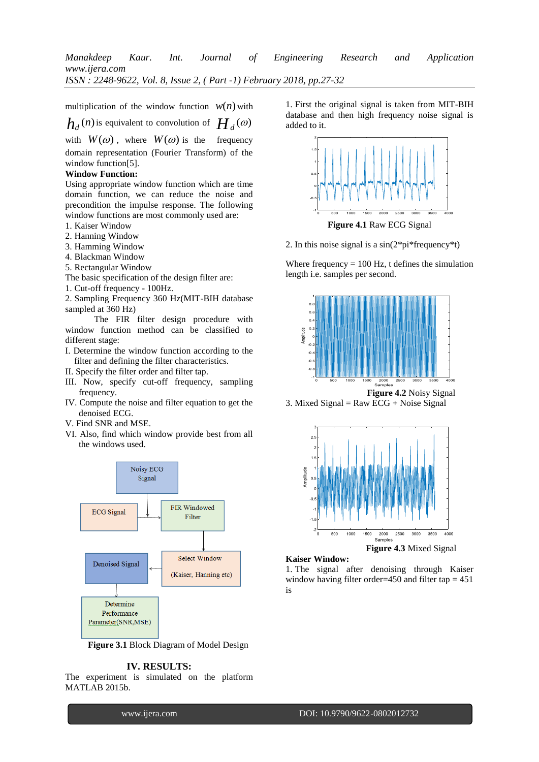multiplication of the window function $w(n)$ with $h_d(n)$ is equivalent to convolution of $H_d(\omega)$ with $W(\omega)$, where $W(\omega)$ is the frequency domain representation (Fourier Transform) of the window function[5].

**Window Function:**

Using appropriate window function which are time domain function, we can reduce the noise and precondition the impulse response. The following window functions are most commonly used are:

1. Kaiser Window
2. Hanning Window
3. Hamming Window
4. Blackman Window
5. Rectangular Window

The basic specification of the design filter are:

1. Cut-off frequency - 100Hz.
2. Sampling Frequency 360 Hz(MIT-BIH database sampled at 360 Hz)

The FIR filter design procedure with window function method can be classified to different stage:

I. Determine the window function according to the filter and defining the filter characteristics.
II. Specify the filter order and filter tap.
III. Now, specify cut-off frequency, sampling frequency.
IV. Compute the noise and filter equation to get the denoised ECG.
V. Find SNR and MSE.
VI. Also, find which window provide best from all the windows used.

**Figure 3.1** Block Diagram of Model Design

## IV. RESULTS:

The experiment is simulated on the platform MATLAB 2015b.

1. First the original signal is taken from MIT-BIH database and then high frequency noise signal is added to it.

**Figure 4.1** Raw ECG Signal

2. In this noise signal is a sin(2*pi*frequency*t)

Where frequency = 100 Hz, t defines the simulation length i.e. samples per second.

**Figure 4.2** Noisy Signal

3. Mixed Signal = Raw ECG + Noise Signal

**Figure 4.3** Mixed Signal

**Kaiser Window:**

1. The signal after denoising through Kaiser window having filter order=450 and filter tap = 451 is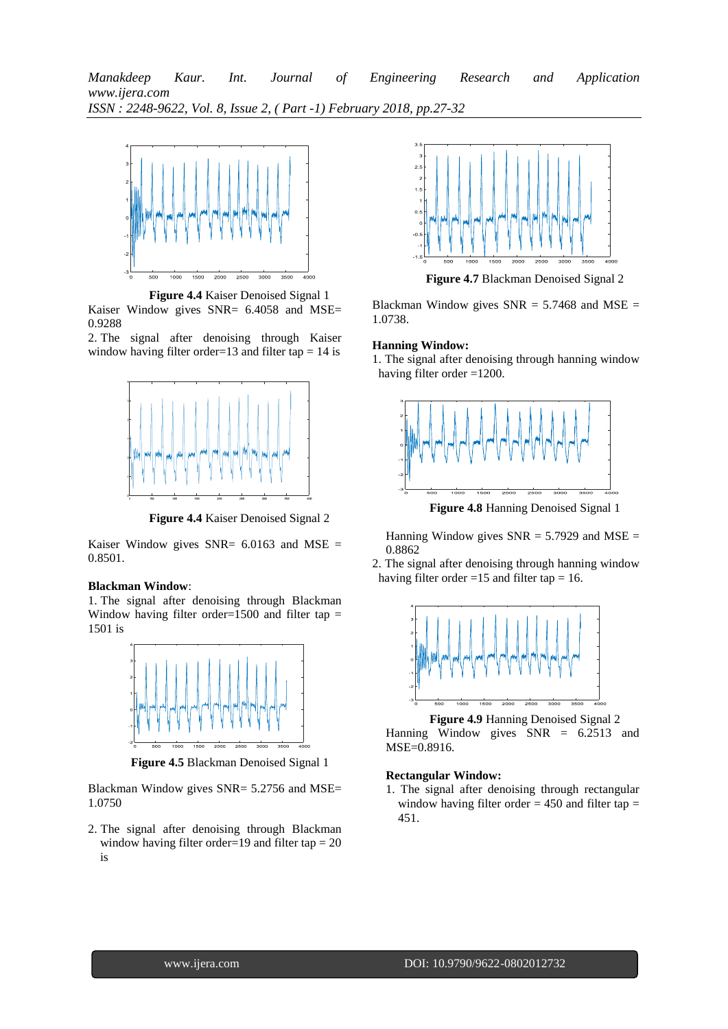**Figure 4.4** Kaiser Denoised Signal 1

Kaiser Window gives SNR= 6.4058 and MSE= 0.9288

2. The signal after denoising through Kaiser window having filter order=13 and filter tap = 14 is

**Figure 4.4** Kaiser Denoised Signal 2

Kaiser Window gives SNR= 6.0163 and MSE = 0.8501.

**Blackman Window**:

1. The signal after denoising through Blackman Window having filter order=1500 and filter tap = 1501 is

**Figure 4.5** Blackman Denoised Signal 1

Blackman Window gives SNR= 5.2756 and MSE= 1.0750

2. The signal after denoising through Blackman window having filter order=19 and filter tap = 20 is

**Figure 4.7** Blackman Denoised Signal 2

Blackman Window gives SNR = 5.7468 and MSE = 1.0738.

**Hanning Window:**

1. The signal after denoising through hanning window having filter order =1200.

**Figure 4.8** Hanning Denoised Signal 1

Hanning Window gives SNR = 5.7929 and MSE = 0.8862

2. The signal after denoising through hanning window having filter order =15 and filter tap = 16.

**Figure 4.9** Hanning Denoised Signal 2

Hanning Window gives SNR = 6.2513 and MSE=0.8916.

**Rectangular Window:**

1. The signal after denoising through rectangular window having filter order = 450 and filter tap = 451.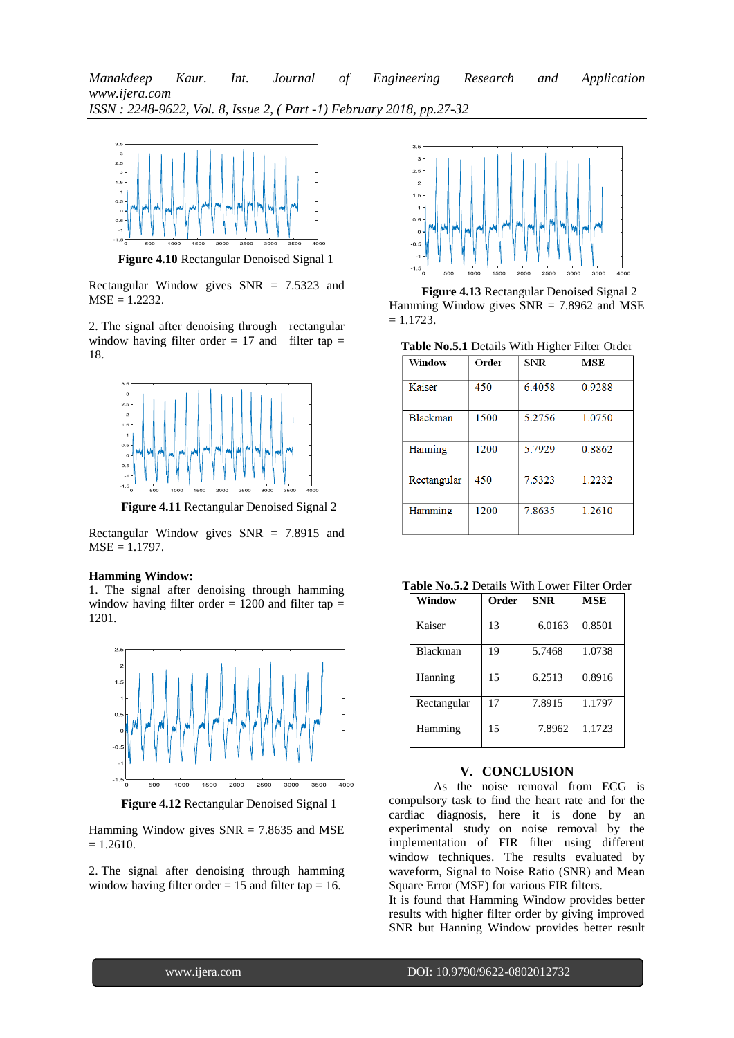**Figure 4.10** Rectangular Denoised Signal 1

Rectangular Window gives SNR = 7.5323 and MSE = 1.2232.

2. The signal after denoising through rectangular window having filter order = 17 and filter tap = 18.

**Figure 4.11** Rectangular Denoised Signal 2

Rectangular Window gives SNR = 7.8915 and MSE = 1.1797.

**Hamming Window:**

1. The signal after denoising through hamming window having filter order = 1200 and filter tap = 1201.

**Figure 4.12** Rectangular Denoised Signal 1

Hamming Window gives SNR = 7.8635 and MSE = 1.2610.

2. The signal after denoising through hamming window having filter order = 15 and filter tap = 16.

**Figure 4.13** Rectangular Denoised Signal 2

Hamming Window gives SNR = 7.8962 and MSE = 1.1723.

**Table No.5.1** Details With Higher Filter Order

| Window | Order | SNR | MSE |
|---|---|---|---|
| Kaiser | 450 | 6.4058 | 0.9288 |
| Blackman | 1500 | 5.2756 | 1.0750 |
| Hanning | 1200 | 5.7929 | 0.8862 |
| Rectangular | 450 | 7.5323 | 1.2232 |
| Hamming | 1200 | 7.8635 | 1.2610 |

**Table No.5.2** Details With Lower Filter Order

| Window | Order | SNR | MSE |
|---|---|---|---|
| Kaiser | 13 | 6.0163 | 0.8501 |
| Blackman | 19 | 5.7468 | 1.0738 |
| Hanning | 15 | 6.2513 | 0.8916 |
| Rectangular | 17 | 7.8915 | 1.1797 |
| Hamming | 15 | 7.8962 | 1.1723 |

## V. CONCLUSION

As the noise removal from ECG is compulsory task to find the heart rate and for the cardiac diagnosis, here it is done by an experimental study on noise removal by the implementation of FIR filter using different window techniques. The results evaluated by waveform, Signal to Noise Ratio (SNR) and Mean Square Error (MSE) for various FIR filters.

It is found that Hamming Window provides better results with higher filter order by giving improved SNR but Hanning Window provides better result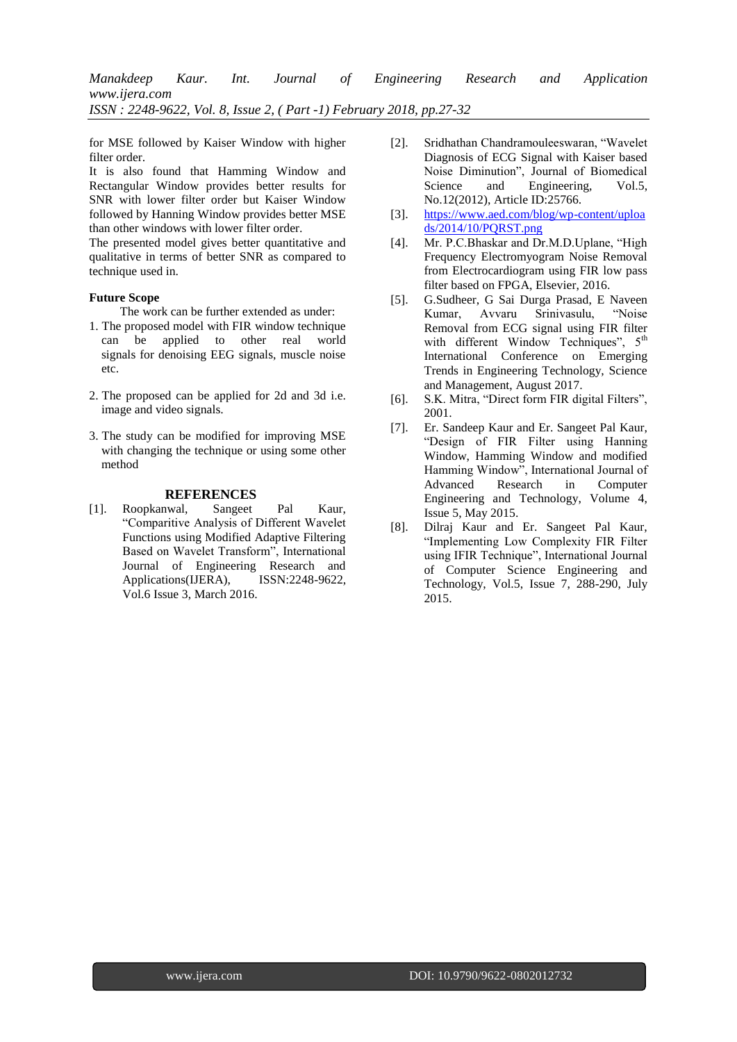for MSE followed by Kaiser Window with higher filter order.

It is also found that Hamming Window and Rectangular Window provides better results for SNR with lower filter order but Kaiser Window followed by Hanning Window provides better MSE than other windows with lower filter order.

The presented model gives better quantitative and qualitative in terms of better SNR as compared to technique used in.

**Future Scope**

The work can be further extended as under:

1. The proposed model with FIR window technique can be applied to other real world signals for denoising EEG signals, muscle noise etc.

2. The proposed can be applied for 2d and 3d i.e. image and video signals.

3. The study can be modified for improving MSE with changing the technique or using some other method

## REFERENCES

[1]. Roopkanwal, Sangeet Pal Kaur, "Comparitive Analysis of Different Wavelet Functions using Modified Adaptive Filtering Based on Wavelet Transform", International Journal of Engineering Research and Applications(IJERA), ISSN:2248-9622, Vol.6 Issue 3, March 2016.

[2]. Sridhathan Chandramouleeswaran, "Wavelet Diagnosis of ECG Signal with Kaiser based Noise Diminution", Journal of Biomedical Science and Engineering, Vol.5, No.12(2012), Article ID:25766.

[3]. https://www.aed.com/blog/wp-content/uploads/2014/10/PQRST.png

[4]. Mr. P.C.Bhaskar and Dr.M.D.Uplane, "High Frequency Electromyogram Noise Removal from Electrocardiogram using FIR low pass filter based on FPGA, Elsevier, 2016.

[5]. G.Sudheer, G Sai Durga Prasad, E Naveen Kumar, Avvaru Srinivasulu, "Noise Removal from ECG signal using FIR filter with different Window Techniques", 5th International Conference on Emerging Trends in Engineering Technology, Science and Management, August 2017.

[6]. S.K. Mitra, "Direct form FIR digital Filters", 2001.

[7]. Er. Sandeep Kaur and Er. Sangeet Pal Kaur, "Design of FIR Filter using Hanning Window, Hamming Window and modified Hamming Window", International Journal of Advanced Research in Computer Engineering and Technology, Volume 4, Issue 5, May 2015.

[8]. Dilraj Kaur and Er. Sangeet Pal Kaur, "Implementing Low Complexity FIR Filter using IFIR Technique", International Journal of Computer Science Engineering and Technology, Vol.5, Issue 7, 288-290, July 2015.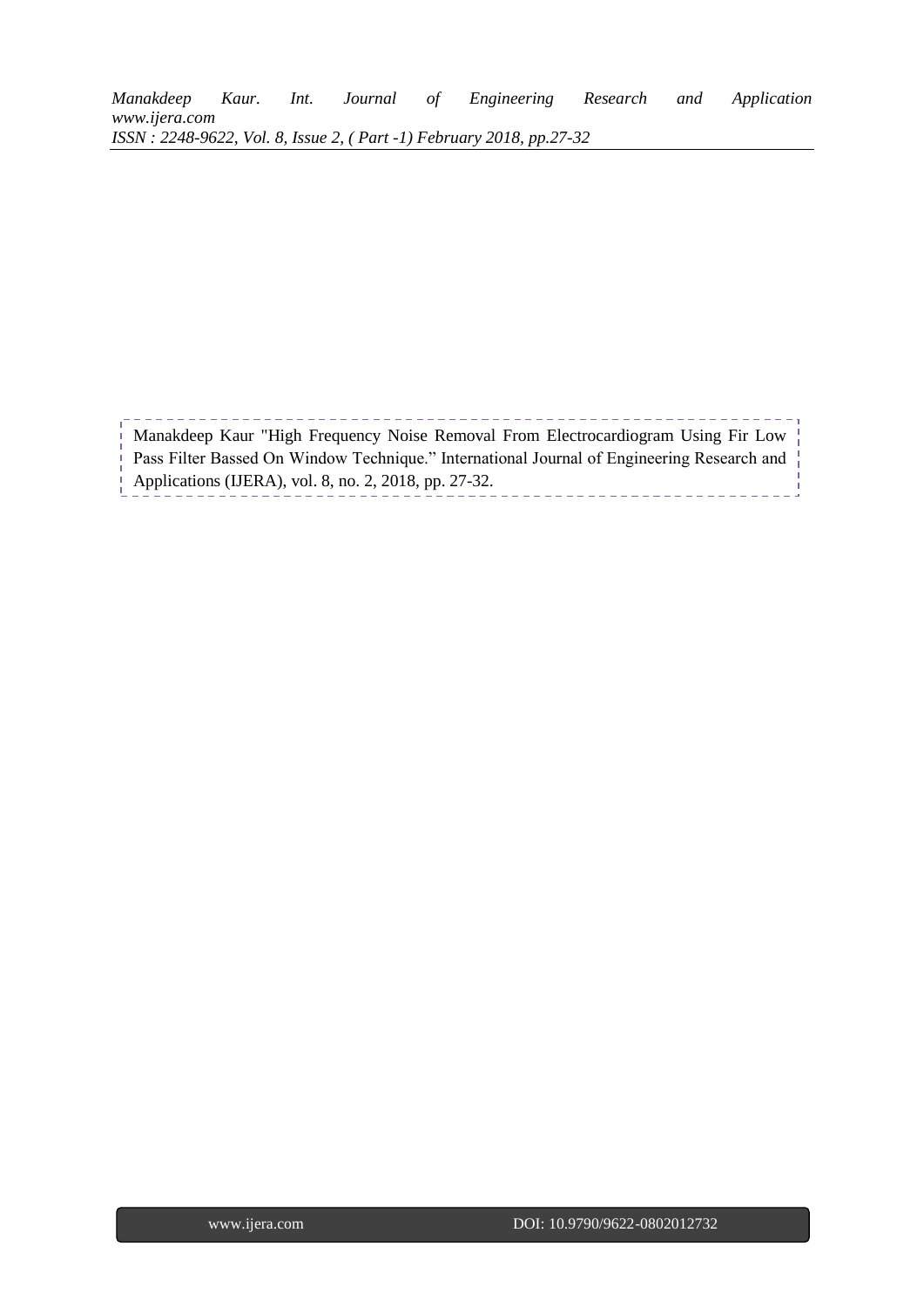Manakdeep Kaur "High Frequency Noise Removal From Electrocardiogram Using Fir Low Pass Filter Bassed On Window Technique." International Journal of Engineering Research and Applications (IJERA), vol. 8, no. 2, 2018, pp. 27-32.